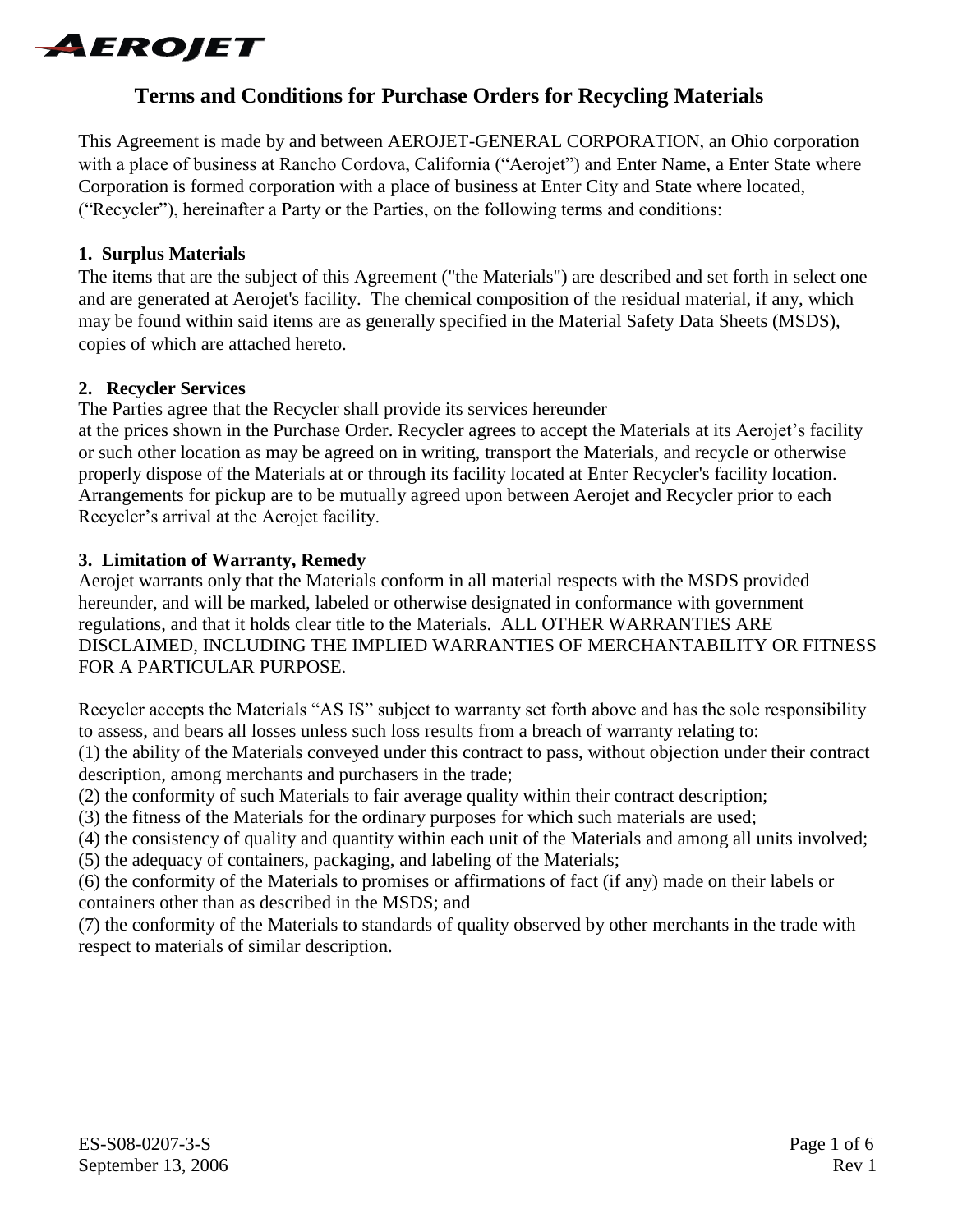# Terms and Conditions for Purchase Orders for Recycling Materials

This Agreement is made by and between AEROJET-GENERAL CORPORATION, an Ohio corporation with a place of business at Rancho Cordova, California ("Aerojet") and Enter Name, a Enter State where Corporation is formed corporation with a place of business at Enter City and State where located, ("Recycler"), hereinafter a Party or the Parties, on the following terms and conditions:

## 1. Surplus Materials

The items that are the subject of this Agreement ("the Materials") are described and set forth in select one and are generated at Aerojet's facility. The chemical composition of the residual material, if any, which may be found within said items are as generally specified in the Material Safety Data Sheets (MSDS), copies of which are attached hereto.

## 2. Recycler Services

The Parties agree that the Recycler shall provide its services hereunder at the prices shown in the Purchase Order. Recycler agrees to accept the Materials at its Aerojet's facility or such other location as may be agreed on in writing, transport the Materials, and recycle or otherwise properly dispose of the Materials at or through its facility located at Enter Recycler's facility location. Arrangements for pickup are to be mutually agreed upon between Aerojet and Recycler prior to each Recycler's arrival at the Aerojet facility.

## 3. Limitation of Warranty, Remedy

Aerojet warrants only that the Materials conform in all material respects with the MSDS provided hereunder, and will be marked, labeled or otherwise designated in conformance with government regulations, and that it holds clear title to the Materials. ALL OTHER WARRANTIES ARE DISCLAIMED, INCLUDING THE IMPLIED WARRANTIES OF MERCHANTABILITY OR FITNESS FOR A PARTICULAR PURPOSE.

Recycler accepts the Materials "AS IS" subject to warranty set forth above and has the sole responsibility to assess, and bears all losses unless such loss results from a breach of warranty relating to:

(1) the ability of the Materials conveyed under this contract to pass, without objection under their contract description, among merchants and purchasers in the trade;

(2) the conformity of such Materials to fair average quality within their contract description;

(3) the fitness of the Materials for the ordinary purposes for which such materials are used;

(4) the consistency of quality and quantity within each unit of the Materials and among all units involved;

(5) the adequacy of containers, packaging, and labeling of the Materials;

(6) the conformity of the Materials to promises or affirmations of fact (if any) made on their labels or containers other than as described in the MSDS; and

(7) the conformity of the Materials to standards of quality observed by other merchants in the trade with respect to materials of similar description.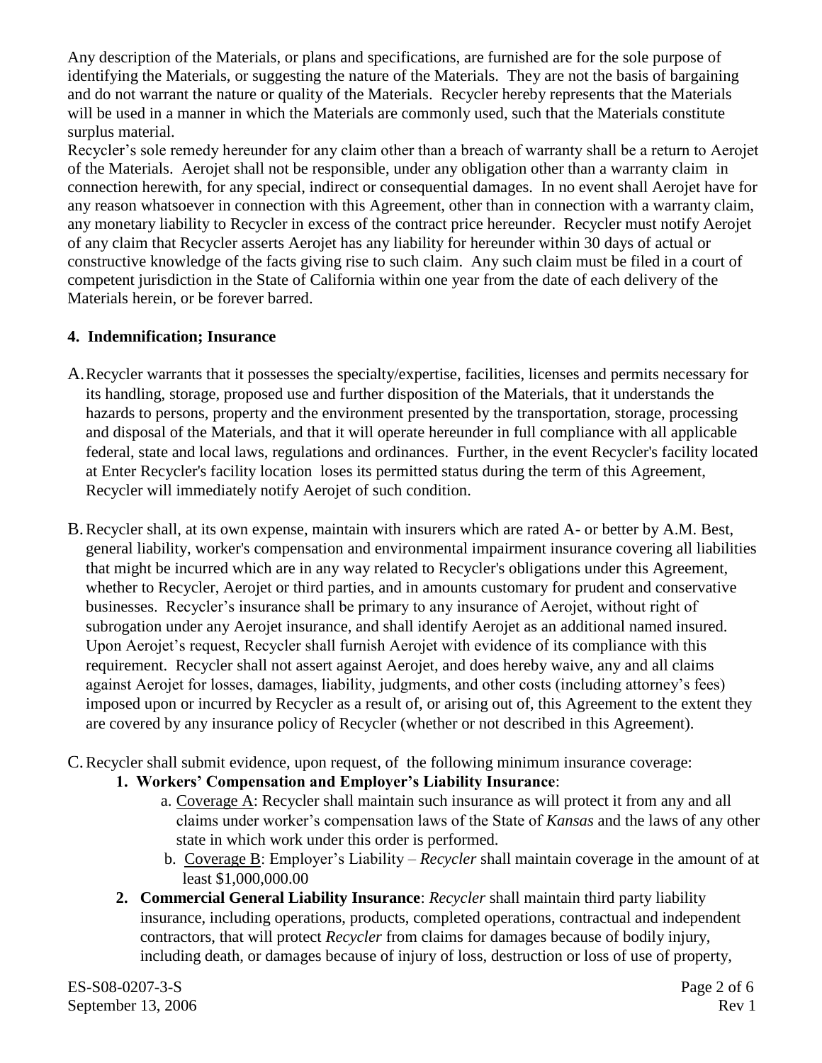Any description of the Materials, or plans and specifications, are furnished are for the sole purpose of identifying the Materials, or suggesting the nature of the Materials. They are not the basis of bargaining and do not warrant the nature or quality of the Materials. Recycler hereby represents that the Materials will be used in a manner in which the Materials are commonly used, such that the Materials constitute surplus material.

Recycler's sole remedy hereunder for any claim other than a breach of warranty shall be a return to Aerojet of the Materials. Aerojet shall not be responsible, under any obligation other than a warranty claim in connection herewith, for any special, indirect or consequential damages. In no event shall Aerojet have for any reason whatsoever in connection with this Agreement, other than in connection with a warranty claim, any monetary liability to Recycler in excess of the contract price hereunder. Recycler must notify Aerojet of any claim that Recycler asserts Aerojet has any liability for hereunder within 30 days of actual or constructive knowledge of the facts giving rise to such claim. Any such claim must be filed in a court of competent jurisdiction in the State of California within one year from the date of each delivery of the Materials herein, or be forever barred.

## 4. Indemnification; Insurance

A. Recycler warrants that it possesses the specialty/expertise, facilities, licenses and permits necessary for its handling, storage, proposed use and further disposition of the Materials, that it understands the hazards to persons, property and the environment presented by the transportation, storage, processing and disposal of the Materials, and that it will operate hereunder in full compliance with all applicable federal, state and local laws, regulations and ordinances. Further, in the event Recycler's facility located at Enter Recycler's facility location loses its permitted status during the term of this Agreement, Recycler will immediately notify Aerojet of such condition.

B. Recycler shall, at its own expense, maintain with insurers which are rated A- or better by A.M. Best, general liability, worker's compensation and environmental impairment insurance covering all liabilities that might be incurred which are in any way related to Recycler's obligations under this Agreement, whether to Recycler, Aerojet or third parties, and in amounts customary for prudent and conservative businesses. Recycler's insurance shall be primary to any insurance of Aerojet, without right of subrogation under any Aerojet insurance, and shall identify Aerojet as an additional named insured. Upon Aerojet's request, Recycler shall furnish Aerojet with evidence of its compliance with this requirement. Recycler shall not assert against Aerojet, and does hereby waive, any and all claims against Aerojet for losses, damages, liability, judgments, and other costs (including attorney's fees) imposed upon or incurred by Recycler as a result of, or arising out of, this Agreement to the extent they are covered by any insurance policy of Recycler (whether or not described in this Agreement).

C. Recycler shall submit evidence, upon request, of the following minimum insurance coverage:

1. **Workers' Compensation and Employer's Liability Insurance**:
   a. Coverage A: Recycler shall maintain such insurance as will protect it from any and all claims under worker's compensation laws of the State of *Kansas* and the laws of any other state in which work under this order is performed.
   b. Coverage B: Employer's Liability – *Recycler* shall maintain coverage in the amount of at least $1,000,000.00
2. **Commercial General Liability Insurance**: *Recycler* shall maintain third party liability insurance, including operations, products, completed operations, contractual and independent contractors, that will protect *Recycler* from claims for damages because of bodily injury, including death, or damages because of injury of loss, destruction or loss of use of property,

ES-S08-0207-3-S
September 13, 2006 Rev 1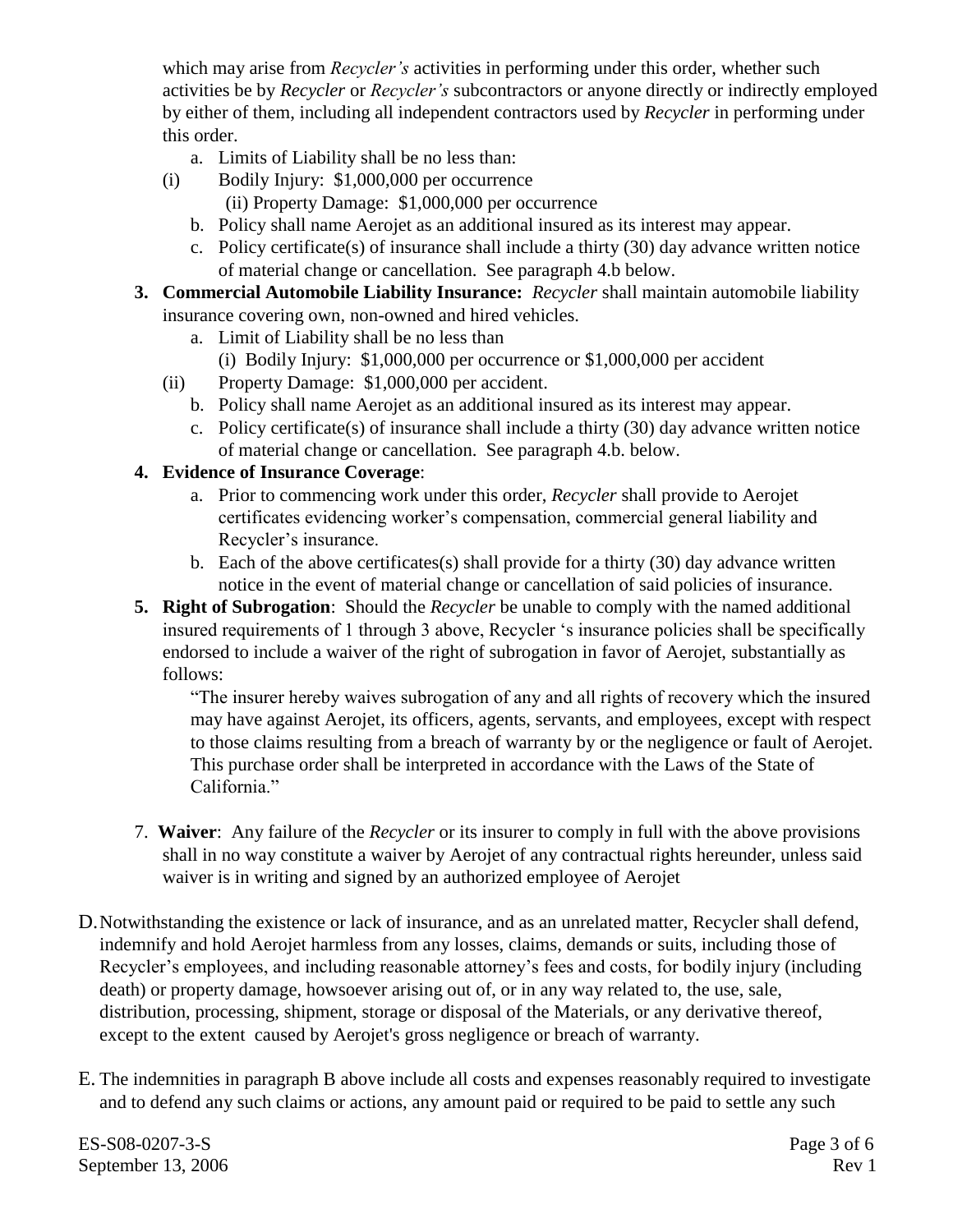which may arise from *Recycler's* activities in performing under this order, whether such activities be by *Recycler* or *Recycler's* subcontractors or anyone directly or indirectly employed by either of them, including all independent contractors used by *Recycler* in performing under this order.

a. Limits of Liability shall be no less than:
   (i) Bodily Injury: $1,000,000 per occurrence
   (ii) Property Damage: $1,000,000 per occurrence
b. Policy shall name Aerojet as an additional insured as its interest may appear.
c. Policy certificate(s) of insurance shall include a thirty (30) day advance written notice of material change or cancellation. See paragraph 4.b below.

**3. Commercial Automobile Liability Insurance:** *Recycler* shall maintain automobile liability insurance covering own, non-owned and hired vehicles.

a. Limit of Liability shall be no less than
   (i) Bodily Injury: $1,000,000 per occurrence or $1,000,000 per accident
   (ii) Property Damage: $1,000,000 per accident.
b. Policy shall name Aerojet as an additional insured as its interest may appear.
c. Policy certificate(s) of insurance shall include a thirty (30) day advance written notice of material change or cancellation. See paragraph 4.b. below.

**4. Evidence of Insurance Coverage**:

a. Prior to commencing work under this order, *Recycler* shall provide to Aerojet certificates evidencing worker's compensation, commercial general liability and Recycler's insurance.
b. Each of the above certificates(s) shall provide for a thirty (30) day advance written notice in the event of material change or cancellation of said policies of insurance.

**5. Right of Subrogation**: Should the *Recycler* be unable to comply with the named additional insured requirements of 1 through 3 above, Recycler 's insurance policies shall be specifically endorsed to include a waiver of the right of subrogation in favor of Aerojet, substantially as follows:

"The insurer hereby waives subrogation of any and all rights of recovery which the insured may have against Aerojet, its officers, agents, servants, and employees, except with respect to those claims resulting from a breach of warranty by or the negligence or fault of Aerojet. This purchase order shall be interpreted in accordance with the Laws of the State of California."

7. **Waiver**: Any failure of the *Recycler* or its insurer to comply in full with the above provisions shall in no way constitute a waiver by Aerojet of any contractual rights hereunder, unless said waiver is in writing and signed by an authorized employee of Aerojet

D. Notwithstanding the existence or lack of insurance, and as an unrelated matter, Recycler shall defend, indemnify and hold Aerojet harmless from any losses, claims, demands or suits, including those of Recycler's employees, and including reasonable attorney's fees and costs, for bodily injury (including death) or property damage, howsoever arising out of, or in any way related to, the use, sale, distribution, processing, shipment, storage or disposal of the Materials, or any derivative thereof, except to the extent caused by Aerojet's gross negligence or breach of warranty.

E. The indemnities in paragraph B above include all costs and expenses reasonably required to investigate and to defend any such claims or actions, any amount paid or required to be paid to settle any such

ES-S08-0207-3-S
September 13, 2006
Rev 1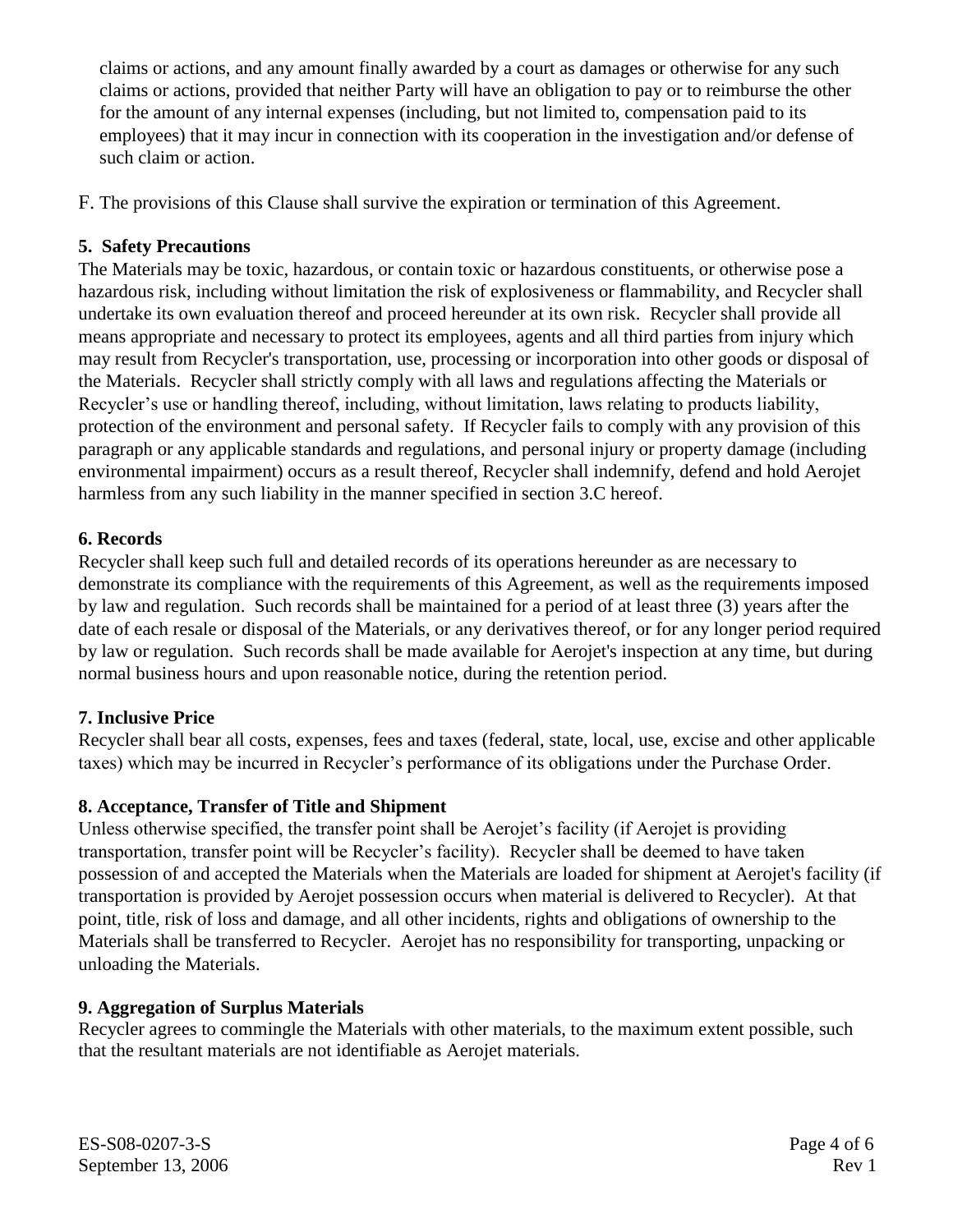claims or actions, and any amount finally awarded by a court as damages or otherwise for any such claims or actions, provided that neither Party will have an obligation to pay or to reimburse the other for the amount of any internal expenses (including, but not limited to, compensation paid to its employees) that it may incur in connection with its cooperation in the investigation and/or defense of such claim or action.

F. The provisions of this Clause shall survive the expiration or termination of this Agreement.

**5. Safety Precautions**

The Materials may be toxic, hazardous, or contain toxic or hazardous constituents, or otherwise pose a hazardous risk, including without limitation the risk of explosiveness or flammability, and Recycler shall undertake its own evaluation thereof and proceed hereunder at its own risk. Recycler shall provide all means appropriate and necessary to protect its employees, agents and all third parties from injury which may result from Recycler's transportation, use, processing or incorporation into other goods or disposal of the Materials. Recycler shall strictly comply with all laws and regulations affecting the Materials or Recycler's use or handling thereof, including, without limitation, laws relating to products liability, protection of the environment and personal safety. If Recycler fails to comply with any provision of this paragraph or any applicable standards and regulations, and personal injury or property damage (including environmental impairment) occurs as a result thereof, Recycler shall indemnify, defend and hold Aerojet harmless from any such liability in the manner specified in section 3.C hereof.

**6. Records**

Recycler shall keep such full and detailed records of its operations hereunder as are necessary to demonstrate its compliance with the requirements of this Agreement, as well as the requirements imposed by law and regulation. Such records shall be maintained for a period of at least three (3) years after the date of each resale or disposal of the Materials, or any derivatives thereof, or for any longer period required by law or regulation. Such records shall be made available for Aerojet's inspection at any time, but during normal business hours and upon reasonable notice, during the retention period.

**7. Inclusive Price**

Recycler shall bear all costs, expenses, fees and taxes (federal, state, local, use, excise and other applicable taxes) which may be incurred in Recycler's performance of its obligations under the Purchase Order.

**8. Acceptance, Transfer of Title and Shipment**

Unless otherwise specified, the transfer point shall be Aerojet's facility (if Aerojet is providing transportation, transfer point will be Recycler's facility). Recycler shall be deemed to have taken possession of and accepted the Materials when the Materials are loaded for shipment at Aerojet's facility (if transportation is provided by Aerojet possession occurs when material is delivered to Recycler). At that point, title, risk of loss and damage, and all other incidents, rights and obligations of ownership to the Materials shall be transferred to Recycler. Aerojet has no responsibility for transporting, unpacking or unloading the Materials.

**9. Aggregation of Surplus Materials**

Recycler agrees to commingle the Materials with other materials, to the maximum extent possible, such that the resultant materials are not identifiable as Aerojet materials.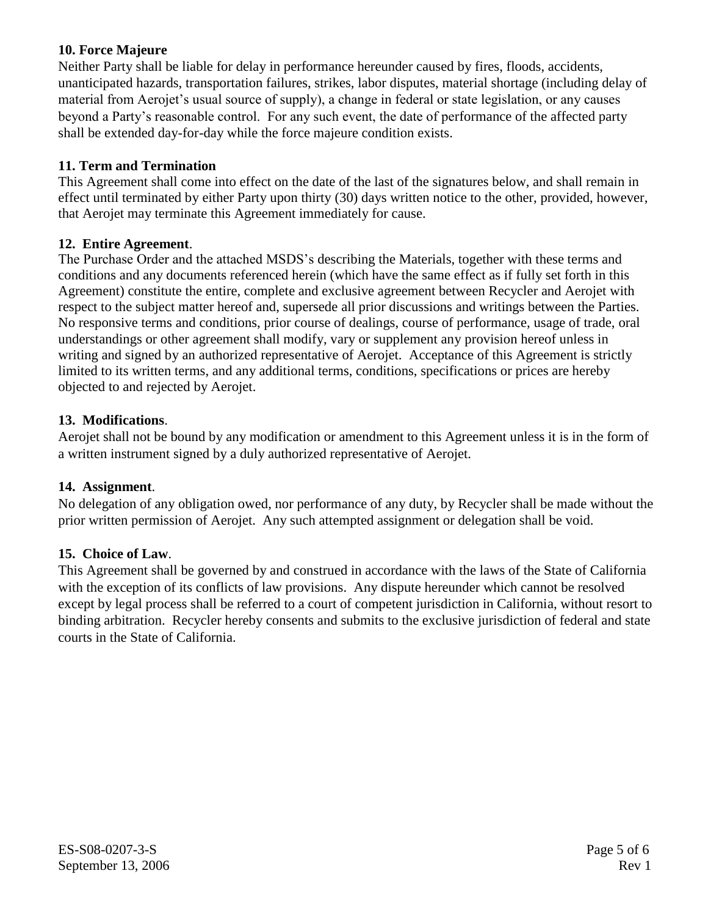**10. Force Majeure**

Neither Party shall be liable for delay in performance hereunder caused by fires, floods, accidents, unanticipated hazards, transportation failures, strikes, labor disputes, material shortage (including delay of material from Aerojet's usual source of supply), a change in federal or state legislation, or any causes beyond a Party's reasonable control. For any such event, the date of performance of the affected party shall be extended day-for-day while the force majeure condition exists.

**11. Term and Termination**

This Agreement shall come into effect on the date of the last of the signatures below, and shall remain in effect until terminated by either Party upon thirty (30) days written notice to the other, provided, however, that Aerojet may terminate this Agreement immediately for cause.

**12. Entire Agreement**.

The Purchase Order and the attached MSDS's describing the Materials, together with these terms and conditions and any documents referenced herein (which have the same effect as if fully set forth in this Agreement) constitute the entire, complete and exclusive agreement between Recycler and Aerojet with respect to the subject matter hereof and, supersede all prior discussions and writings between the Parties. No responsive terms and conditions, prior course of dealings, course of performance, usage of trade, oral understandings or other agreement shall modify, vary or supplement any provision hereof unless in writing and signed by an authorized representative of Aerojet. Acceptance of this Agreement is strictly limited to its written terms, and any additional terms, conditions, specifications or prices are hereby objected to and rejected by Aerojet.

**13. Modifications**.

Aerojet shall not be bound by any modification or amendment to this Agreement unless it is in the form of a written instrument signed by a duly authorized representative of Aerojet.

**14. Assignment**.

No delegation of any obligation owed, nor performance of any duty, by Recycler shall be made without the prior written permission of Aerojet. Any such attempted assignment or delegation shall be void.

**15. Choice of Law**.

This Agreement shall be governed by and construed in accordance with the laws of the State of California with the exception of its conflicts of law provisions. Any dispute hereunder which cannot be resolved except by legal process shall be referred to a court of competent jurisdiction in California, without resort to binding arbitration. Recycler hereby consents and submits to the exclusive jurisdiction of federal and state courts in the State of California.

ES-S08-0207-3-S
September 13, 2006

Rev 1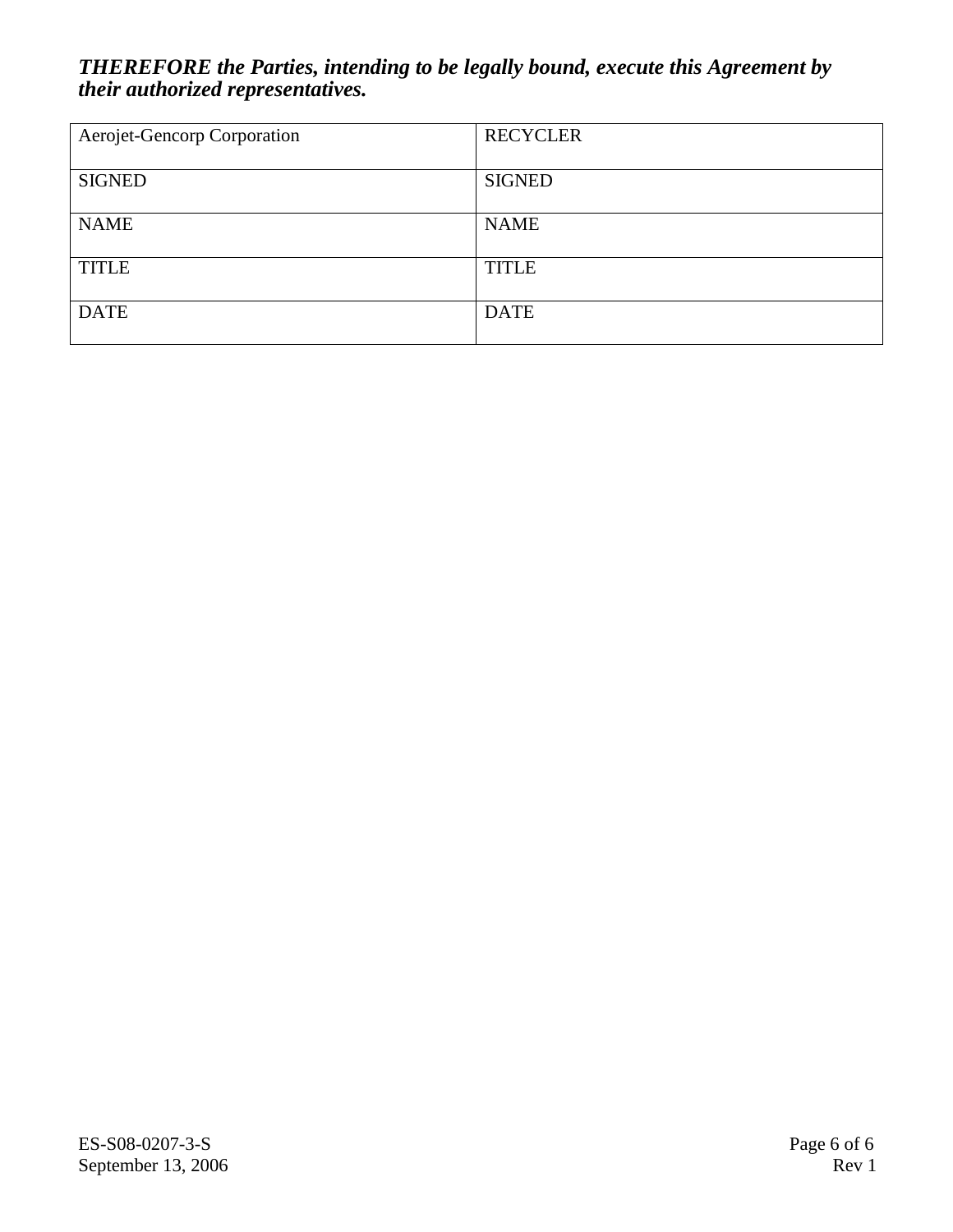***THEREFORE the Parties, intending to be legally bound, execute this Agreement by their authorized representatives.***

| | |
|---|---|
| Aerojet-Gencorp Corporation | RECYCLER |
| SIGNED | SIGNED |
| NAME | NAME |
| TITLE | TITLE |
| DATE | DATE |